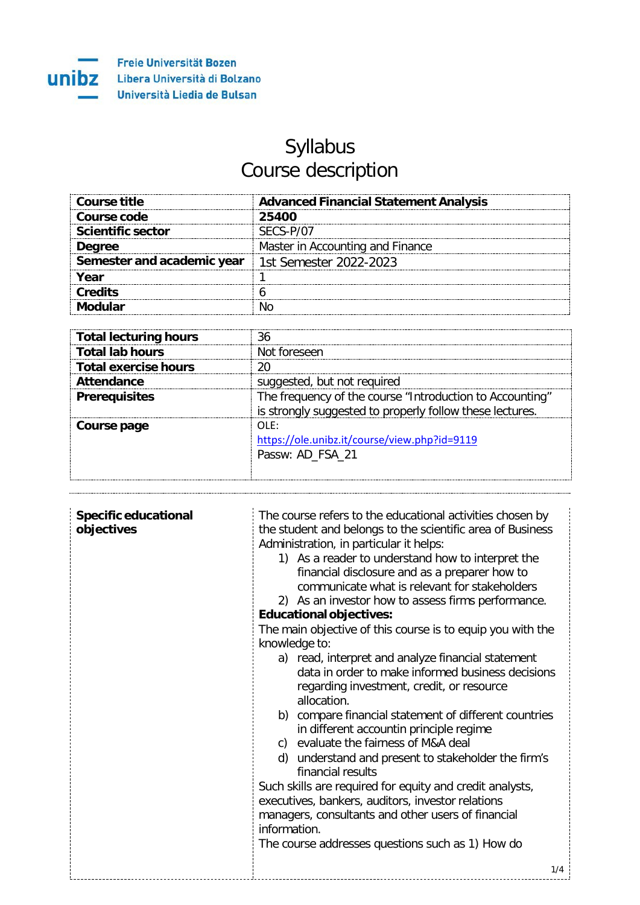Freie Universität Bozen
Libera Università di Bolzano
Università Liedia de Bulsan

# Syllabus
# Course description

| | |
|---|---|
| **Course title** | **Advanced Financial Statement Analysis** |
| **Course code** | **25400** |
| **Scientific sector** | SECS-P/07 |
| **Degree** | Master in Accounting and Finance |
| **Semester and academic year** | 1st Semester 2022-2023 |
| **Year** | 1 |
| **Credits** | 6 |
| **Modular** | No |

| | |
|---|---|
| **Total lecturing hours** | 36 |
| **Total lab hours** | Not foreseen |
| **Total exercise hours** | 20 |
| **Attendance** | suggested, but not required |
| **Prerequisites** | The frequency of the course "Introduction to Accounting" is strongly suggested to properly follow these lectures. |
| **Course page** | OLE: https://ole.unibz.it/course/view.php?id=9119 Passw: AD_FSA_21 |

| | |
|---|---|
| **Specific educational objectives** | The course refers to the educational activities chosen by the student and belongs to the scientific area of Business Administration, in particular it helps:<br>1) As a reader to understand how to interpret the financial disclosure and as a preparer how to communicate what is relevant for stakeholders<br>2) As an investor how to assess firms performance.<br>**Educational objectives:**<br>The main objective of this course is to equip you with the knowledge to:<br>a) read, interpret and analyze financial statement data in order to make informed business decisions regarding investment, credit, or resource allocation.<br>b) compare financial statement of different countries in different accountin principle regime<br>c) evaluate the fairness of M&A deal<br>d) understand and present to stakeholder the firm's financial results<br>Such skills are required for equity and credit analysts, executives, bankers, auditors, investor relations managers, consultants and other users of financial information.<br>The course addresses questions such as 1) How do |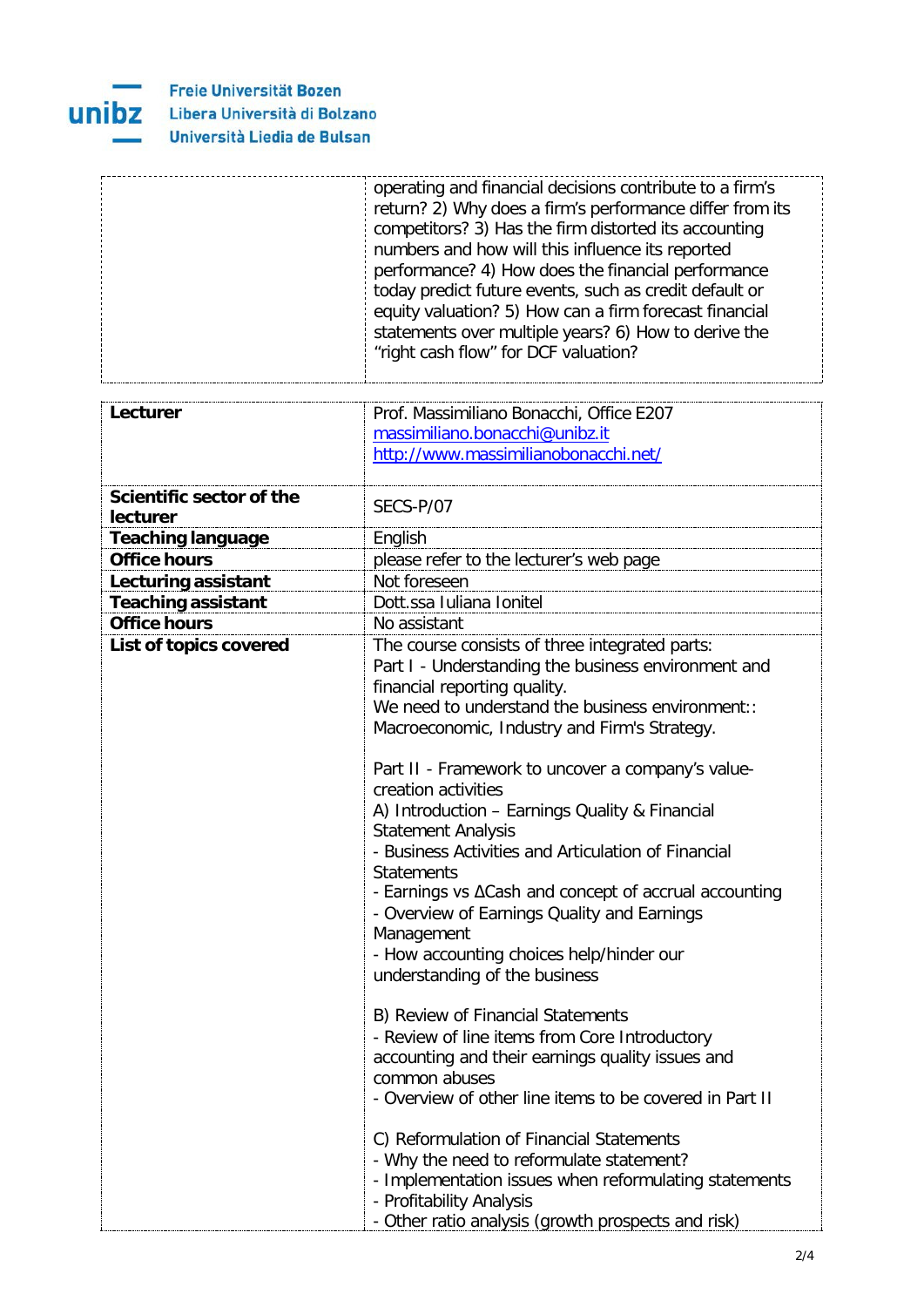|  |  |
|---|---|
|  | operating and financial decisions contribute to a firm's return? 2) Why does a firm's performance differ from its competitors? 3) Has the firm distorted its accounting numbers and how will this influence its reported performance? 4) How does the financial performance today predict future events, such as credit default or equity valuation? 5) How can a firm forecast financial statements over multiple years? 6) How to derive the "right cash flow" for DCF valuation? |

|  |  |
|---|---|
| **Lecturer** | Prof. Massimiliano Bonacchi, Office E207<br>massimiliano.bonacchi@unibz.it<br>http://www.massimilianobonacchi.net/ |
| **Scientific sector of the lecturer** | SECS-P/07 |
| **Teaching language** | English |
| **Office hours** | please refer to the lecturer's web page |
| **Lecturing assistant** | Not foreseen |
| **Teaching assistant** | Dott.ssa Iuliana Ionitel |
| **Office hours** | No assistant |
| **List of topics covered** | The course consists of three integrated parts:<br>Part I - Understanding the business environment and financial reporting quality.<br>We need to understand the business environment:: Macroeconomic, Industry and Firm's Strategy.<br><br>Part II - Framework to uncover a company's value-creation activities<br>A) Introduction – Earnings Quality & Financial Statement Analysis<br>- Business Activities and Articulation of Financial Statements<br>- Earnings vs ΔCash and concept of accrual accounting<br>- Overview of Earnings Quality and Earnings Management<br>- How accounting choices help/hinder our understanding of the business<br><br>B) Review of Financial Statements<br>- Review of line items from Core Introductory accounting and their earnings quality issues and common abuses<br>- Overview of other line items to be covered in Part II<br><br>C) Reformulation of Financial Statements<br>- Why the need to reformulate statement?<br>- Implementation issues when reformulating statements<br>- Profitability Analysis<br>- Other ratio analysis (growth prospects and risk) |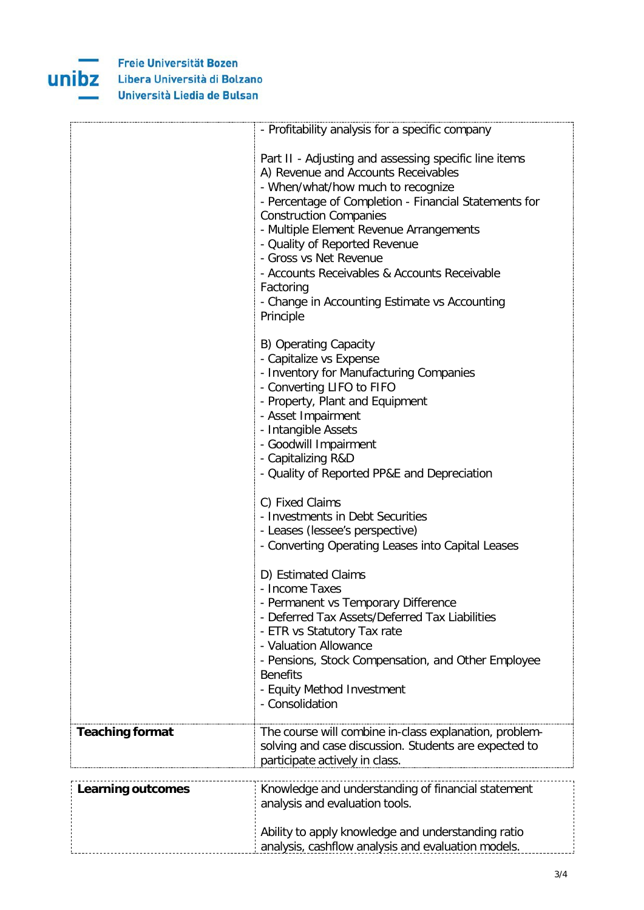| | |
|---|---|
| | - Profitability analysis for a specific company<br><br>Part II - Adjusting and assessing specific line items<br>A) Revenue and Accounts Receivables<br>- When/what/how much to recognize<br>- Percentage of Completion - Financial Statements for Construction Companies<br>- Multiple Element Revenue Arrangements<br>- Quality of Reported Revenue<br>- Gross vs Net Revenue<br>- Accounts Receivables & Accounts Receivable Factoring<br>- Change in Accounting Estimate vs Accounting Principle<br><br>B) Operating Capacity<br>- Capitalize vs Expense<br>- Inventory for Manufacturing Companies<br>- Converting LIFO to FIFO<br>- Property, Plant and Equipment<br>- Asset Impairment<br>- Intangible Assets<br>- Goodwill Impairment<br>- Capitalizing R&D<br>- Quality of Reported PP&E and Depreciation<br><br>C) Fixed Claims<br>- Investments in Debt Securities<br>- Leases (lessee's perspective)<br>- Converting Operating Leases into Capital Leases<br><br>D) Estimated Claims<br>- Income Taxes<br>- Permanent vs Temporary Difference<br>- Deferred Tax Assets/Deferred Tax Liabilities<br>- ETR vs Statutory Tax rate<br>- Valuation Allowance<br>- Pensions, Stock Compensation, and Other Employee Benefits<br>- Equity Method Investment<br>- Consolidation |
| **Teaching format** | The course will combine in-class explanation, problem-solving and case discussion. Students are expected to participate actively in class. |

| | |
|---|---|
| **Learning outcomes** | Knowledge and understanding of financial statement analysis and evaluation tools.<br><br>Ability to apply knowledge and understanding ratio analysis, cashflow analysis and evaluation models. |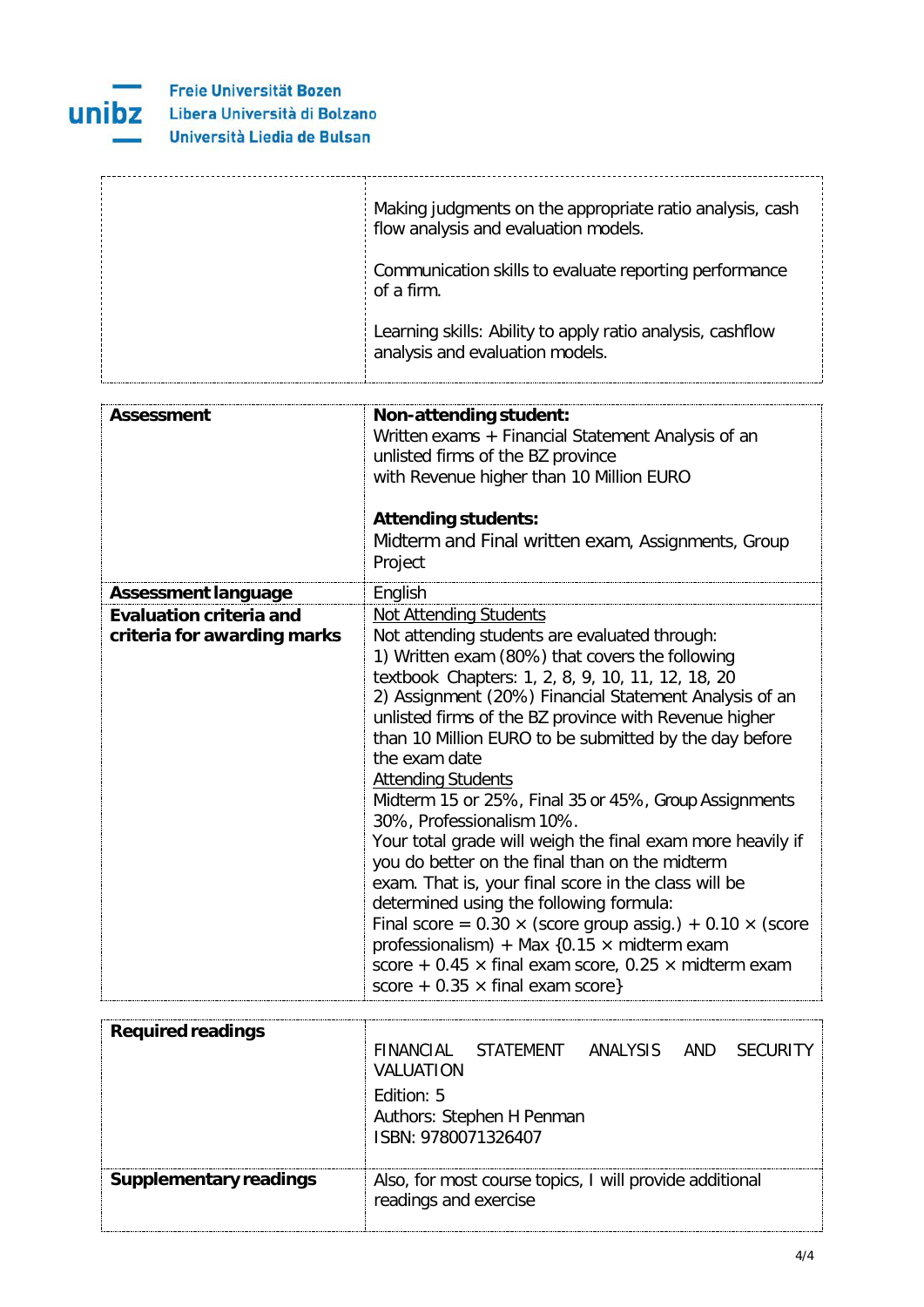| | |
|---|---|
| | Making judgments on the appropriate ratio analysis, cash flow analysis and evaluation models.<br><br>Communication skills to evaluate reporting performance of a firm.<br><br>Learning skills: Ability to apply ratio analysis, cashflow analysis and evaluation models. |

| | |
|---|---|
| **Assessment** | **Non-attending student:**<br>Written exams + Financial Statement Analysis of an unlisted firms of the BZ province with Revenue higher than 10 Million EURO<br><br>**Attending students:**<br>Midterm and Final written exam, Assignments, Group Project |
| **Assessment language** | English |
| **Evaluation criteria and criteria for awarding marks** | Not Attending Students<br>Not attending students are evaluated through:<br>1) Written exam (80%) that covers the following textbook Chapters: 1, 2, 8, 9, 10, 11, 12, 18, 20<br>2) Assignment (20%) Financial Statement Analysis of an unlisted firms of the BZ province with Revenue higher than 10 Million EURO to be submitted by the day before the exam date<br>Attending Students<br>Midterm 15 or 25%, Final 35 or 45%, Group Assignments 30%, Professionalism 10%.<br>Your total grade will weigh the final exam more heavily if you do better on the final than on the midterm exam. That is, your final score in the class will be determined using the following formula:<br>Final score = 0.30 × (score group assig.) + 0.10 × (score professionalism) + Max {0.15 × midterm exam score + 0.45 × final exam score, 0.25 × midterm exam score + 0.35 × final exam score} |

| | |
|---|---|
| **Required readings** | FINANCIAL STATEMENT ANALYSIS AND SECURITY VALUATION<br>Edition: 5<br>Authors: Stephen H Penman<br>ISBN: 9780071326407 |
| **Supplementary readings** | Also, for most course topics, I will provide additional readings and exercise |